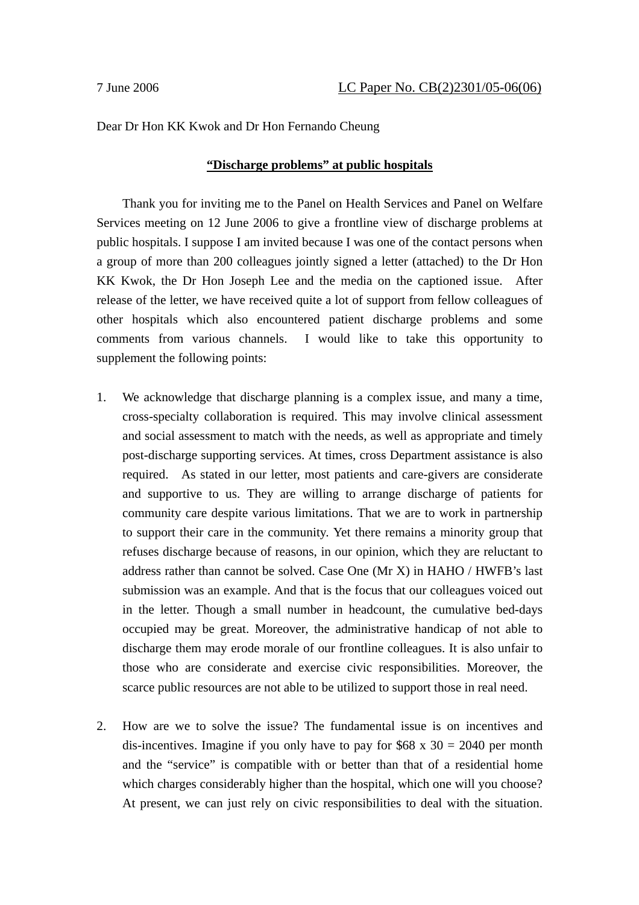7 June 2006 LC Paper No. CB(2)2301/05-06(06)

Dear Dr Hon KK Kwok and Dr Hon Fernando Cheung

**“Discharge problems” at public hospitals**

Thank you for inviting me to the Panel on Health Services and Panel on Welfare Services meeting on 12 June 2006 to give a frontline view of discharge problems at public hospitals. I suppose I am invited because I was one of the contact persons when a group of more than 200 colleagues jointly signed a letter (attached) to the Dr Hon KK Kwok, the Dr Hon Joseph Lee and the media on the captioned issue. After release of the letter, we have received quite a lot of support from fellow colleagues of other hospitals which also encountered patient discharge problems and some comments from various channels. I would like to take this opportunity to supplement the following points:

1. We acknowledge that discharge planning is a complex issue, and many a time, cross-specialty collaboration is required. This may involve clinical assessment and social assessment to match with the needs, as well as appropriate and timely post-discharge supporting services. At times, cross Department assistance is also required. As stated in our letter, most patients and care-givers are considerate and supportive to us. They are willing to arrange discharge of patients for community care despite various limitations. That we are to work in partnership to support their care in the community. Yet there remains a minority group that refuses discharge because of reasons, in our opinion, which they are reluctant to address rather than cannot be solved. Case One (Mr X) in HAHO / HWFB’s last submission was an example. And that is the focus that our colleagues voiced out in the letter. Though a small number in headcount, the cumulative bed-days occupied may be great. Moreover, the administrative handicap of not able to discharge them may erode morale of our frontline colleagues. It is also unfair to those who are considerate and exercise civic responsibilities. Moreover, the scarce public resources are not able to be utilized to support those in real need.

2. How are we to solve the issue? The fundamental issue is on incentives and dis-incentives. Imagine if you only have to pay for $68 x 30 = 2040 per month and the “service” is compatible with or better than that of a residential home which charges considerably higher than the hospital, which one will you choose? At present, we can just rely on civic responsibilities to deal with the situation.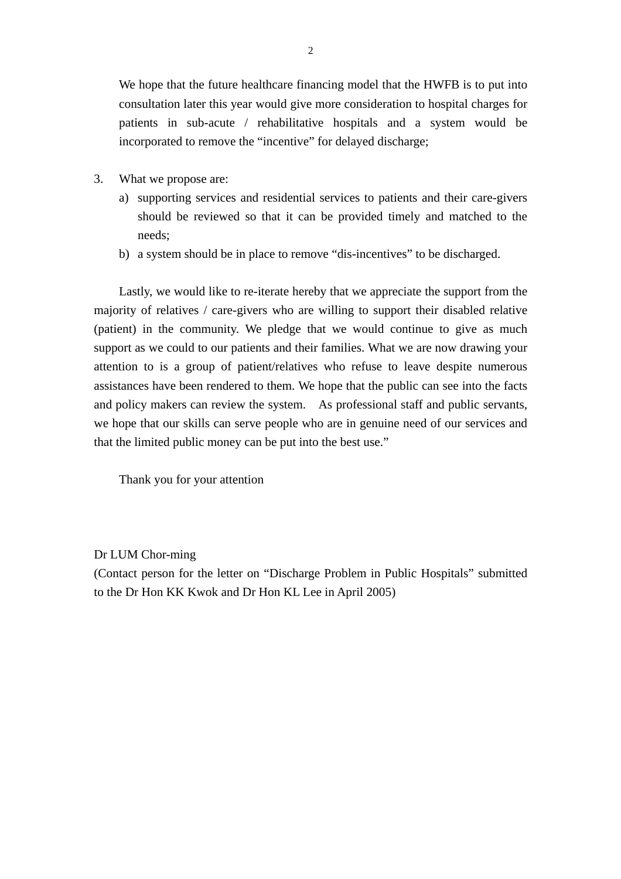We hope that the future healthcare financing model that the HWFB is to put into consultation later this year would give more consideration to hospital charges for patients in sub-acute / rehabilitative hospitals and a system would be incorporated to remove the “incentive” for delayed discharge;

3. What we propose are:
   a) supporting services and residential services to patients and their care-givers should be reviewed so that it can be provided timely and matched to the needs;
   b) a system should be in place to remove “dis-incentives” to be discharged.

Lastly, we would like to re-iterate hereby that we appreciate the support from the majority of relatives / care-givers who are willing to support their disabled relative (patient) in the community. We pledge that we would continue to give as much support as we could to our patients and their families. What we are now drawing your attention to is a group of patient/relatives who refuse to leave despite numerous assistances have been rendered to them. We hope that the public can see into the facts and policy makers can review the system. As professional staff and public servants, we hope that our skills can serve people who are in genuine need of our services and that the limited public money can be put into the best use.”

Thank you for your attention

Dr LUM Chor-ming
(Contact person for the letter on “Discharge Problem in Public Hospitals” submitted to the Dr Hon KK Kwok and Dr Hon KL Lee in April 2005)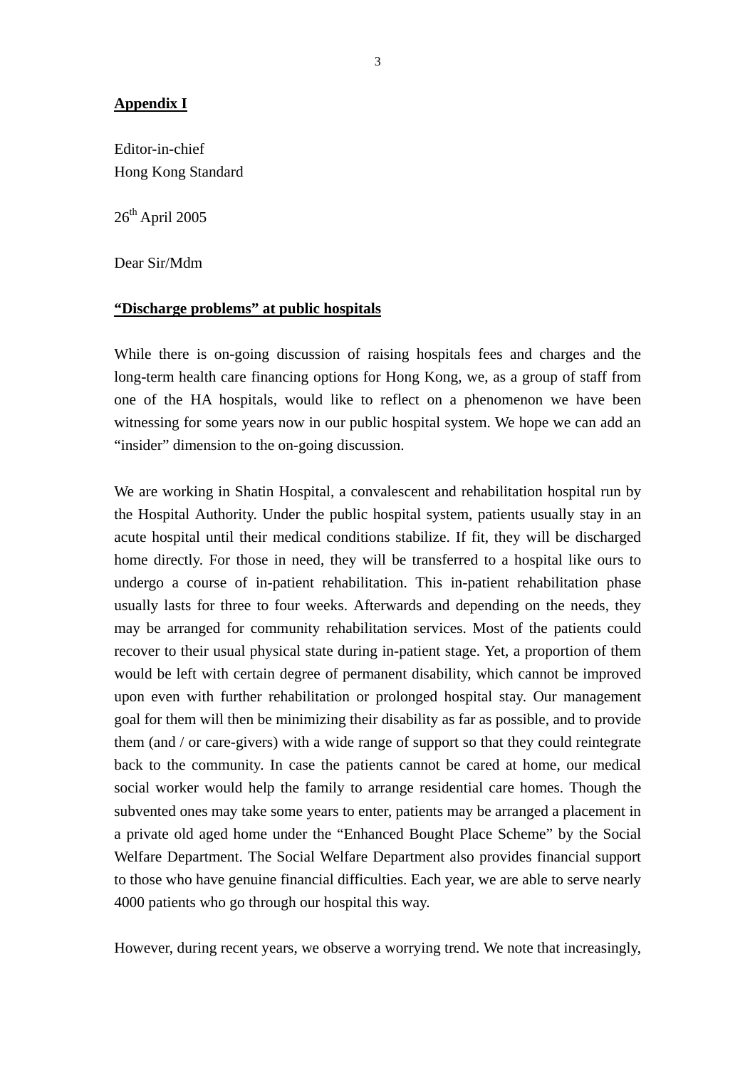**Appendix I**

Editor-in-chief
Hong Kong Standard

26th April 2005

Dear Sir/Mdm

**"Discharge problems" at public hospitals**

While there is on-going discussion of raising hospitals fees and charges and the long-term health care financing options for Hong Kong, we, as a group of staff from one of the HA hospitals, would like to reflect on a phenomenon we have been witnessing for some years now in our public hospital system. We hope we can add an "insider" dimension to the on-going discussion.

We are working in Shatin Hospital, a convalescent and rehabilitation hospital run by the Hospital Authority. Under the public hospital system, patients usually stay in an acute hospital until their medical conditions stabilize. If fit, they will be discharged home directly. For those in need, they will be transferred to a hospital like ours to undergo a course of in-patient rehabilitation. This in-patient rehabilitation phase usually lasts for three to four weeks. Afterwards and depending on the needs, they may be arranged for community rehabilitation services. Most of the patients could recover to their usual physical state during in-patient stage. Yet, a proportion of them would be left with certain degree of permanent disability, which cannot be improved upon even with further rehabilitation or prolonged hospital stay. Our management goal for them will then be minimizing their disability as far as possible, and to provide them (and / or care-givers) with a wide range of support so that they could reintegrate back to the community. In case the patients cannot be cared at home, our medical social worker would help the family to arrange residential care homes. Though the subvented ones may take some years to enter, patients may be arranged a placement in a private old aged home under the "Enhanced Bought Place Scheme" by the Social Welfare Department. The Social Welfare Department also provides financial support to those who have genuine financial difficulties. Each year, we are able to serve nearly 4000 patients who go through our hospital this way.

However, during recent years, we observe a worrying trend. We note that increasingly,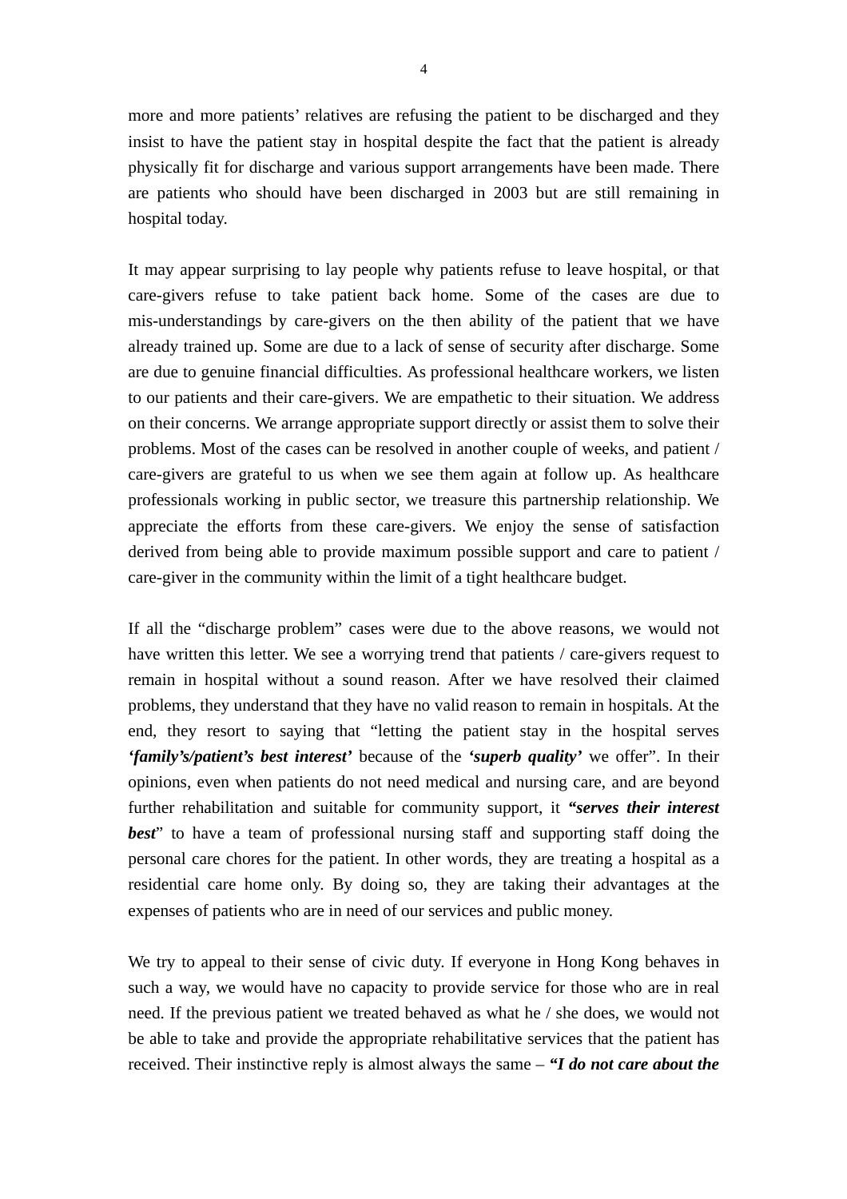more and more patients' relatives are refusing the patient to be discharged and they insist to have the patient stay in hospital despite the fact that the patient is already physically fit for discharge and various support arrangements have been made. There are patients who should have been discharged in 2003 but are still remaining in hospital today.

It may appear surprising to lay people why patients refuse to leave hospital, or that care-givers refuse to take patient back home. Some of the cases are due to mis-understandings by care-givers on the then ability of the patient that we have already trained up. Some are due to a lack of sense of security after discharge. Some are due to genuine financial difficulties. As professional healthcare workers, we listen to our patients and their care-givers. We are empathetic to their situation. We address on their concerns. We arrange appropriate support directly or assist them to solve their problems. Most of the cases can be resolved in another couple of weeks, and patient / care-givers are grateful to us when we see them again at follow up. As healthcare professionals working in public sector, we treasure this partnership relationship. We appreciate the efforts from these care-givers. We enjoy the sense of satisfaction derived from being able to provide maximum possible support and care to patient / care-giver in the community within the limit of a tight healthcare budget.

If all the "discharge problem" cases were due to the above reasons, we would not have written this letter. We see a worrying trend that patients / care-givers request to remain in hospital without a sound reason. After we have resolved their claimed problems, they understand that they have no valid reason to remain in hospitals. At the end, they resort to saying that "letting the patient stay in the hospital serves ***'family's/patient's best interest'*** because of the ***'superb quality'*** we offer". In their opinions, even when patients do not need medical and nursing care, and are beyond further rehabilitation and suitable for community support, it ***"serves their interest best***" to have a team of professional nursing staff and supporting staff doing the personal care chores for the patient. In other words, they are treating a hospital as a residential care home only. By doing so, they are taking their advantages at the expenses of patients who are in need of our services and public money.

We try to appeal to their sense of civic duty. If everyone in Hong Kong behaves in such a way, we would have no capacity to provide service for those who are in real need. If the previous patient we treated behaved as what he / she does, we would not be able to take and provide the appropriate rehabilitative services that the patient has received. Their instinctive reply is almost always the same – ***"I do not care about the***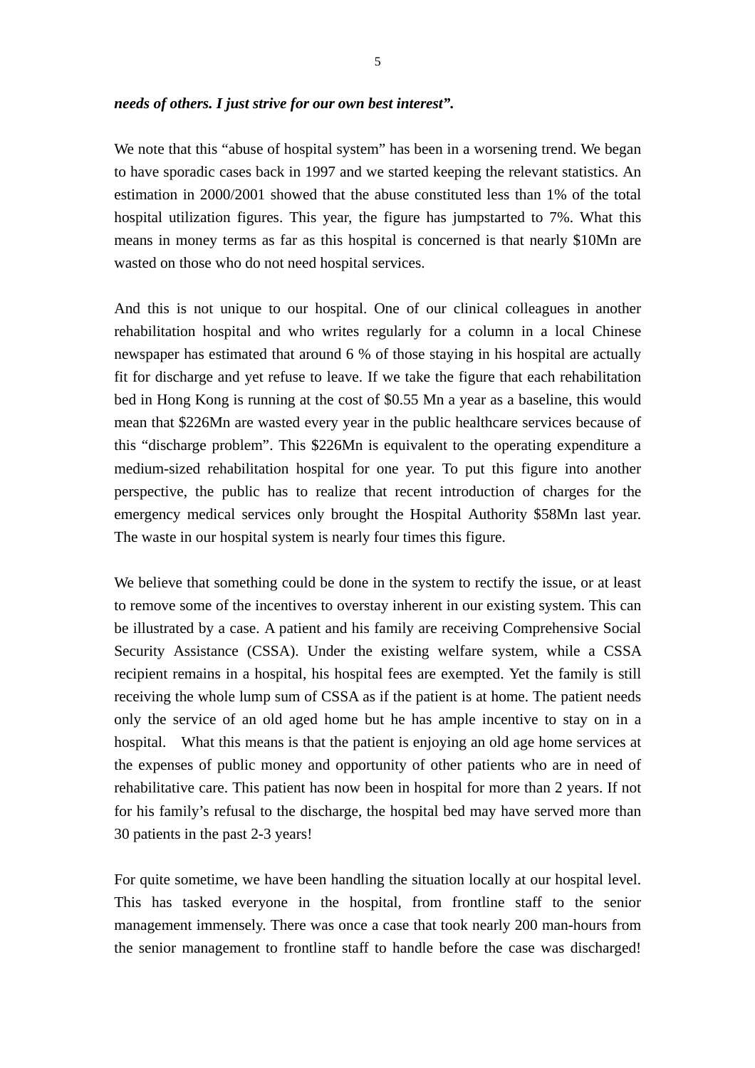***needs of others. I just strive for our own best interest".***

We note that this "abuse of hospital system" has been in a worsening trend. We began to have sporadic cases back in 1997 and we started keeping the relevant statistics. An estimation in 2000/2001 showed that the abuse constituted less than 1% of the total hospital utilization figures. This year, the figure has jumpstarted to 7%. What this means in money terms as far as this hospital is concerned is that nearly $10Mn are wasted on those who do not need hospital services.

And this is not unique to our hospital. One of our clinical colleagues in another rehabilitation hospital and who writes regularly for a column in a local Chinese newspaper has estimated that around 6 % of those staying in his hospital are actually fit for discharge and yet refuse to leave. If we take the figure that each rehabilitation bed in Hong Kong is running at the cost of $0.55 Mn a year as a baseline, this would mean that $226Mn are wasted every year in the public healthcare services because of this "discharge problem". This $226Mn is equivalent to the operating expenditure a medium-sized rehabilitation hospital for one year. To put this figure into another perspective, the public has to realize that recent introduction of charges for the emergency medical services only brought the Hospital Authority $58Mn last year. The waste in our hospital system is nearly four times this figure.

We believe that something could be done in the system to rectify the issue, or at least to remove some of the incentives to overstay inherent in our existing system. This can be illustrated by a case. A patient and his family are receiving Comprehensive Social Security Assistance (CSSA). Under the existing welfare system, while a CSSA recipient remains in a hospital, his hospital fees are exempted. Yet the family is still receiving the whole lump sum of CSSA as if the patient is at home. The patient needs only the service of an old aged home but he has ample incentive to stay on in a hospital. What this means is that the patient is enjoying an old age home services at the expenses of public money and opportunity of other patients who are in need of rehabilitative care. This patient has now been in hospital for more than 2 years. If not for his family's refusal to the discharge, the hospital bed may have served more than 30 patients in the past 2-3 years!

For quite sometime, we have been handling the situation locally at our hospital level. This has tasked everyone in the hospital, from frontline staff to the senior management immensely. There was once a case that took nearly 200 man-hours from the senior management to frontline staff to handle before the case was discharged!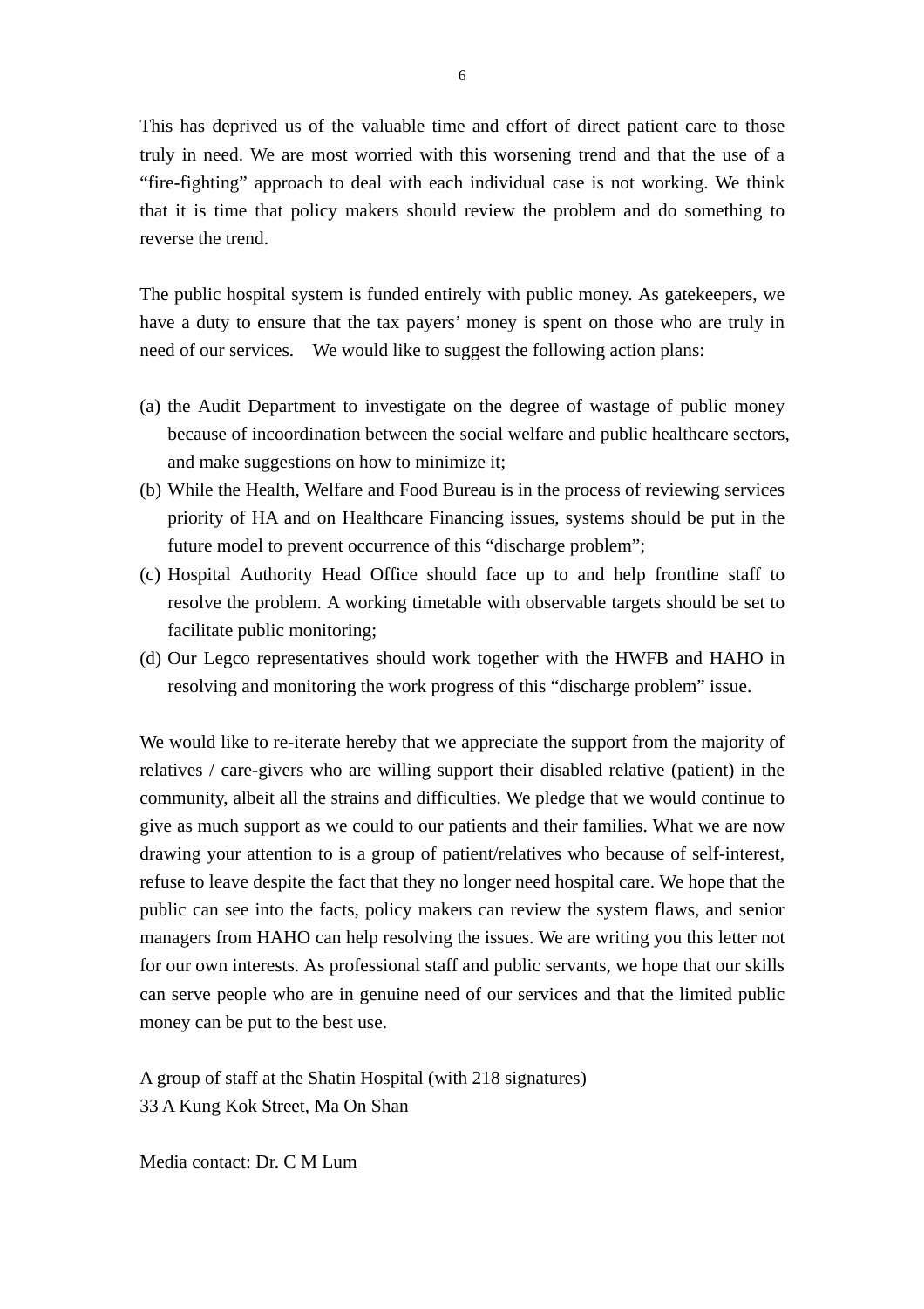This has deprived us of the valuable time and effort of direct patient care to those truly in need. We are most worried with this worsening trend and that the use of a “fire-fighting” approach to deal with each individual case is not working. We think that it is time that policy makers should review the problem and do something to reverse the trend.

The public hospital system is funded entirely with public money. As gatekeepers, we have a duty to ensure that the tax payers’ money is spent on those who are truly in need of our services. We would like to suggest the following action plans:

(a) the Audit Department to investigate on the degree of wastage of public money because of incoordination between the social welfare and public healthcare sectors, and make suggestions on how to minimize it;
(b) While the Health, Welfare and Food Bureau is in the process of reviewing services priority of HA and on Healthcare Financing issues, systems should be put in the future model to prevent occurrence of this “discharge problem”;
(c) Hospital Authority Head Office should face up to and help frontline staff to resolve the problem. A working timetable with observable targets should be set to facilitate public monitoring;
(d) Our Legco representatives should work together with the HWFB and HAHO in resolving and monitoring the work progress of this “discharge problem” issue.

We would like to re-iterate hereby that we appreciate the support from the majority of relatives / care-givers who are willing support their disabled relative (patient) in the community, albeit all the strains and difficulties. We pledge that we would continue to give as much support as we could to our patients and their families. What we are now drawing your attention to is a group of patient/relatives who because of self-interest, refuse to leave despite the fact that they no longer need hospital care. We hope that the public can see into the facts, policy makers can review the system flaws, and senior managers from HAHO can help resolving the issues. We are writing you this letter not for our own interests. As professional staff and public servants, we hope that our skills can serve people who are in genuine need of our services and that the limited public money can be put to the best use.

A group of staff at the Shatin Hospital (with 218 signatures)
33 A Kung Kok Street, Ma On Shan

Media contact: Dr. C M Lum